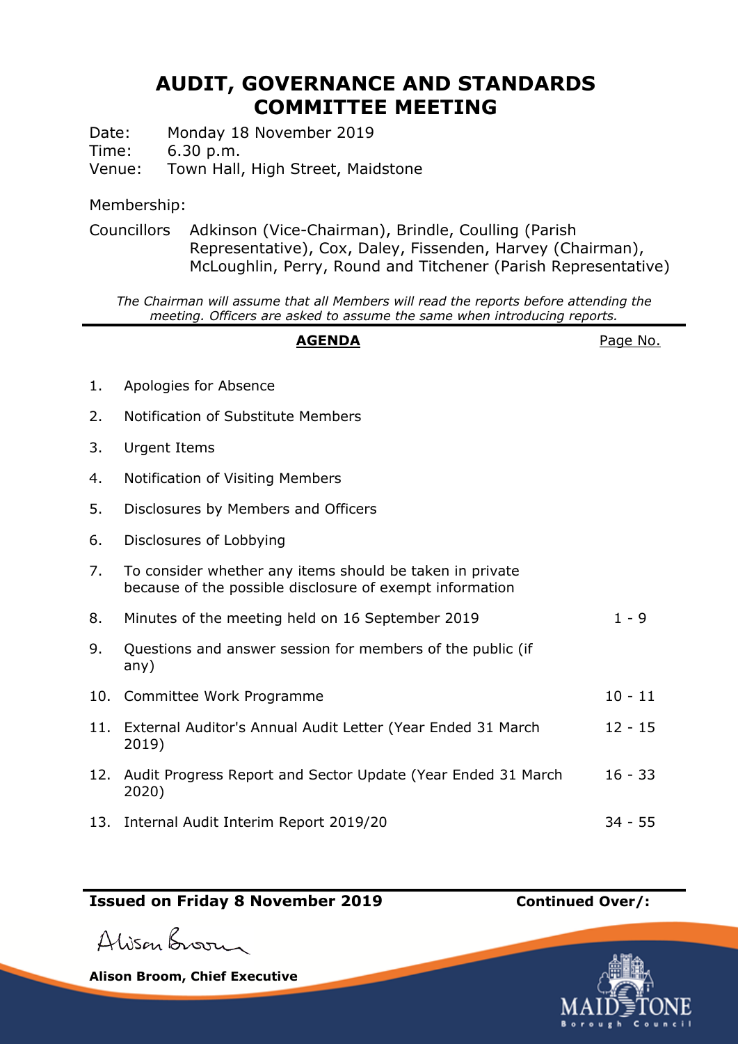# AUDIT, GOVERNANCE AND STANDARDS COMMITTEE MEETING

Date: Monday 18 November 2019
Time: 6.30 p.m.
Venue: Town Hall, High Street, Maidstone

Membership:

Councillors Adkinson (Vice-Chairman), Brindle, Coulling (Parish Representative), Cox, Daley, Fissenden, Harvey (Chairman), McLoughlin, Perry, Round and Titchener (Parish Representative)

*The Chairman will assume that all Members will read the reports before attending the meeting. Officers are asked to assume the same when introducing reports.*

| | **AGENDA** | Page No. |
|---|---|---|
| 1. | Apologies for Absence | |
| 2. | Notification of Substitute Members | |
| 3. | Urgent Items | |
| 4. | Notification of Visiting Members | |
| 5. | Disclosures by Members and Officers | |
| 6. | Disclosures of Lobbying | |
| 7. | To consider whether any items should be taken in private because of the possible disclosure of exempt information | |
| 8. | Minutes of the meeting held on 16 September 2019 | 1 - 9 |
| 9. | Questions and answer session for members of the public (if any) | |
| 10. | Committee Work Programme | 10 - 11 |
| 11. | External Auditor's Annual Audit Letter (Year Ended 31 March 2019) | 12 - 15 |
| 12. | Audit Progress Report and Sector Update (Year Ended 31 March 2020) | 16 - 33 |
| 13. | Internal Audit Interim Report 2019/20 | 34 - 55 |

**Issued on Friday 8 November 2019** **Continued Over/:**

Alison Broom

**Alison Broom, Chief Executive**

MAIDSTONE Borough Council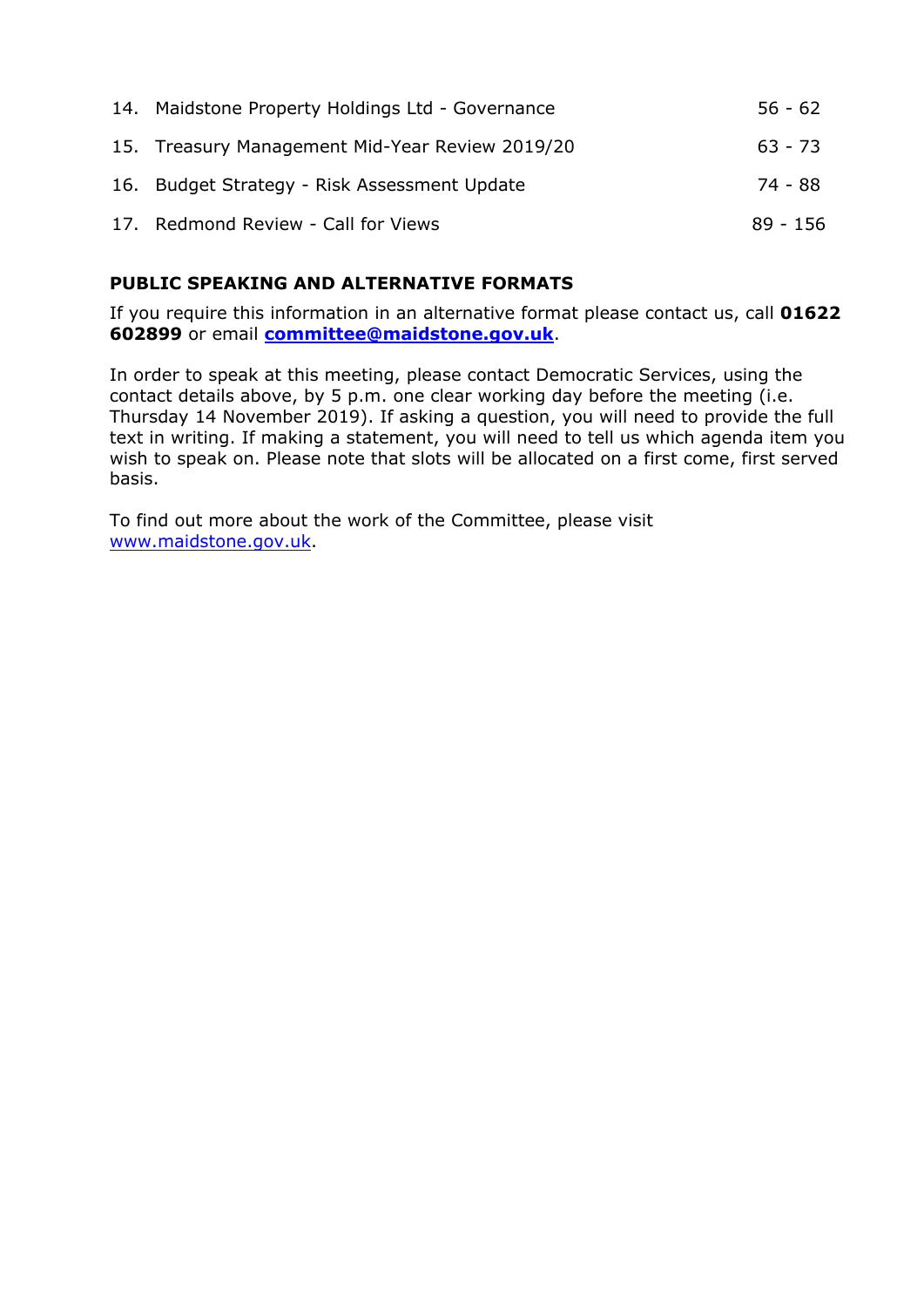| | | |
|---|---|---|
| 14. | Maidstone Property Holdings Ltd - Governance | 56 - 62 |
| 15. | Treasury Management Mid-Year Review 2019/20 | 63 - 73 |
| 16. | Budget Strategy - Risk Assessment Update | 74 - 88 |
| 17. | Redmond Review - Call for Views | 89 - 156 |

**PUBLIC SPEAKING AND ALTERNATIVE FORMATS**

If you require this information in an alternative format please contact us, call **01622 602899** or email **committee@maidstone.gov.uk**.

In order to speak at this meeting, please contact Democratic Services, using the contact details above, by 5 p.m. one clear working day before the meeting (i.e. Thursday 14 November 2019). If asking a question, you will need to provide the full text in writing. If making a statement, you will need to tell us which agenda item you wish to speak on. Please note that slots will be allocated on a first come, first served basis.

To find out more about the work of the Committee, please visit www.maidstone.gov.uk.